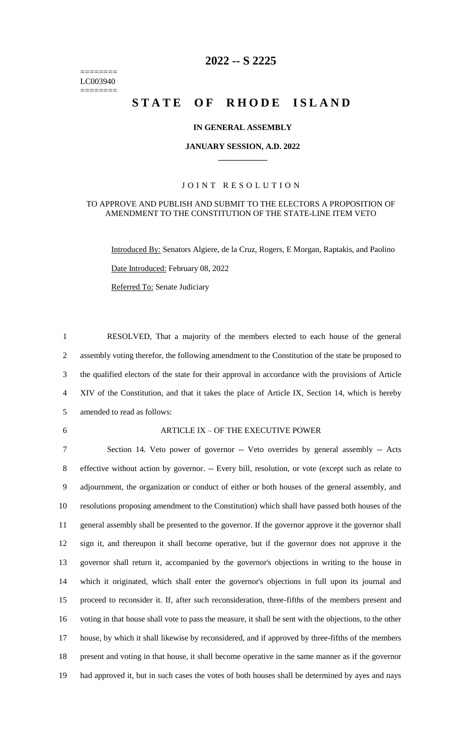========
LC003940
========

# 2022 -- S 2225

# STATE OF RHODE ISLAND

**IN GENERAL ASSEMBLY**

**JANUARY SESSION, A.D. 2022**

____________

JOINT RESOLUTION

TO APPROVE AND PUBLISH AND SUBMIT TO THE ELECTORS A PROPOSITION OF AMENDMENT TO THE CONSTITUTION OF THE STATE-LINE ITEM VETO

Introduced By: Senators Algiere, de la Cruz, Rogers, E Morgan, Raptakis, and Paolino

Date Introduced: February 08, 2022

Referred To: Senate Judiciary

1 RESOLVED, That a majority of the members elected to each house of the general
2 assembly voting therefor, the following amendment to the Constitution of the state be proposed to
3 the qualified electors of the state for their approval in accordance with the provisions of Article
4 XIV of the Constitution, and that it takes the place of Article IX, Section 14, which is hereby
5 amended to read as follows:

6 ARTICLE IX – OF THE EXECUTIVE POWER

7 Section 14. Veto power of governor -- Veto overrides by general assembly -- Acts
8 effective without action by governor. -- Every bill, resolution, or vote (except such as relate to
9 adjournment, the organization or conduct of either or both houses of the general assembly, and
10 resolutions proposing amendment to the Constitution) which shall have passed both houses of the
11 general assembly shall be presented to the governor. If the governor approve it the governor shall
12 sign it, and thereupon it shall become operative, but if the governor does not approve it the
13 governor shall return it, accompanied by the governor's objections in writing to the house in
14 which it originated, which shall enter the governor's objections in full upon its journal and
15 proceed to reconsider it. If, after such reconsideration, three-fifths of the members present and
16 voting in that house shall vote to pass the measure, it shall be sent with the objections, to the other
17 house, by which it shall likewise by reconsidered, and if approved by three-fifths of the members
18 present and voting in that house, it shall become operative in the same manner as if the governor
19 had approved it, but in such cases the votes of both houses shall be determined by ayes and nays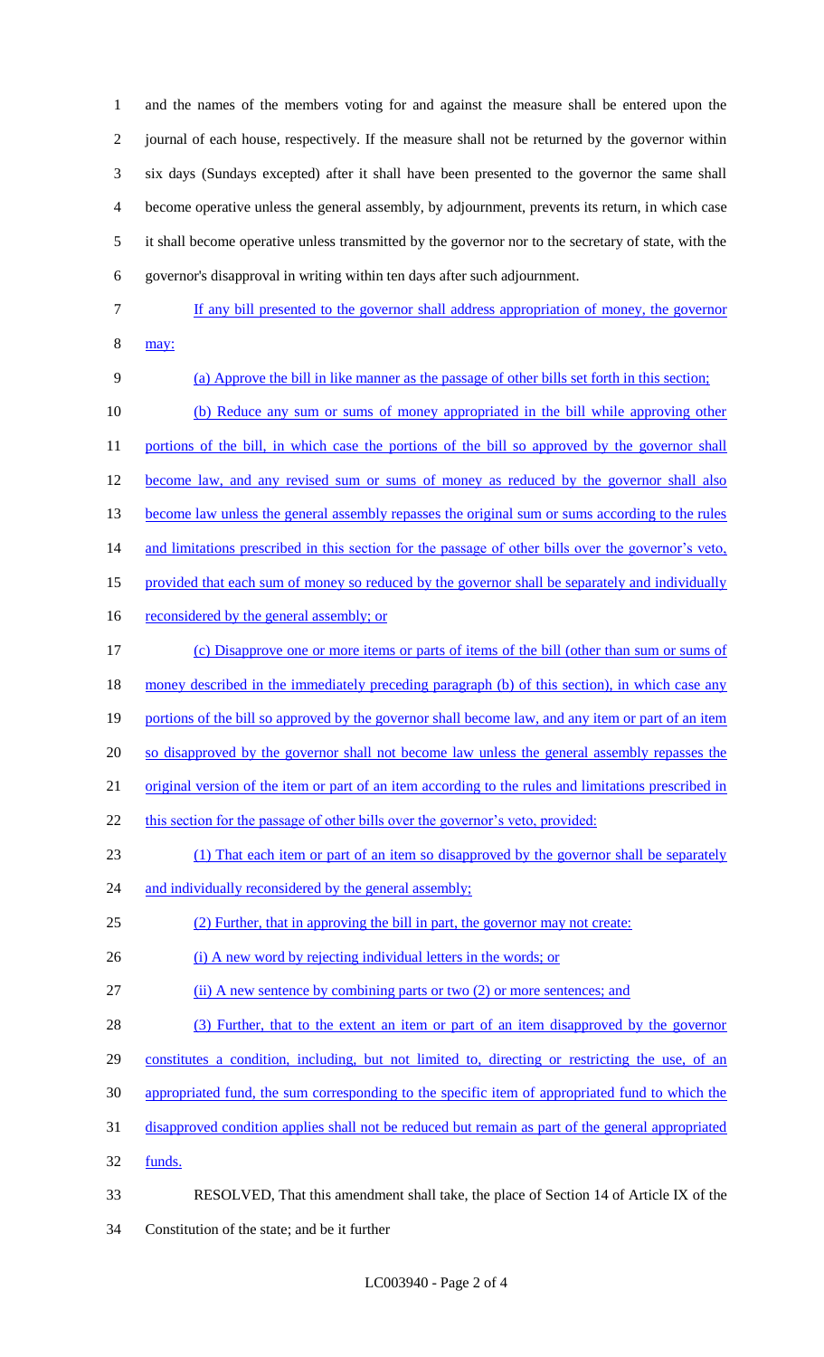and the names of the members voting for and against the measure shall be entered upon the journal of each house, respectively. If the measure shall not be returned by the governor within six days (Sundays excepted) after it shall have been presented to the governor the same shall become operative unless the general assembly, by adjournment, prevents its return, in which case it shall become operative unless transmitted by the governor nor to the secretary of state, with the governor's disapproval in writing within ten days after such adjournment.

If any bill presented to the governor shall address appropriation of money, the governor may:

(a) Approve the bill in like manner as the passage of other bills set forth in this section;

(b) Reduce any sum or sums of money appropriated in the bill while approving other portions of the bill, in which case the portions of the bill so approved by the governor shall become law, and any revised sum or sums of money as reduced by the governor shall also become law unless the general assembly repasses the original sum or sums according to the rules and limitations prescribed in this section for the passage of other bills over the governor's veto, provided that each sum of money so reduced by the governor shall be separately and individually reconsidered by the general assembly; or

(c) Disapprove one or more items or parts of items of the bill (other than sum or sums of money described in the immediately preceding paragraph (b) of this section), in which case any portions of the bill so approved by the governor shall become law, and any item or part of an item so disapproved by the governor shall not become law unless the general assembly repasses the original version of the item or part of an item according to the rules and limitations prescribed in this section for the passage of other bills over the governor's veto, provided:

(1) That each item or part of an item so disapproved by the governor shall be separately and individually reconsidered by the general assembly;

(2) Further, that in approving the bill in part, the governor may not create:

(i) A new word by rejecting individual letters in the words; or

(ii) A new sentence by combining parts or two (2) or more sentences; and

(3) Further, that to the extent an item or part of an item disapproved by the governor constitutes a condition, including, but not limited to, directing or restricting the use, of an appropriated fund, the sum corresponding to the specific item of appropriated fund to which the disapproved condition applies shall not be reduced but remain as part of the general appropriated funds.

RESOLVED, That this amendment shall take, the place of Section 14 of Article IX of the Constitution of the state; and be it further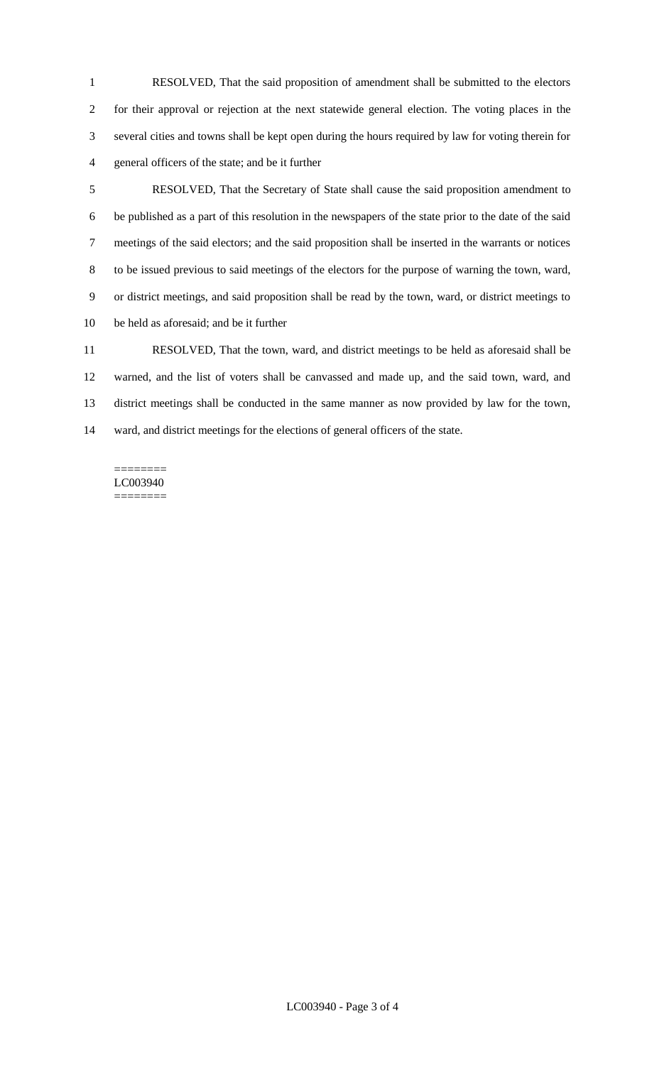RESOLVED, That the said proposition of amendment shall be submitted to the electors for their approval or rejection at the next statewide general election. The voting places in the several cities and towns shall be kept open during the hours required by law for voting therein for general officers of the state; and be it further

RESOLVED, That the Secretary of State shall cause the said proposition amendment to be published as a part of this resolution in the newspapers of the state prior to the date of the said meetings of the said electors; and the said proposition shall be inserted in the warrants or notices to be issued previous to said meetings of the electors for the purpose of warning the town, ward, or district meetings, and said proposition shall be read by the town, ward, or district meetings to be held as aforesaid; and be it further

RESOLVED, That the town, ward, and district meetings to be held as aforesaid shall be warned, and the list of voters shall be canvassed and made up, and the said town, ward, and district meetings shall be conducted in the same manner as now provided by law for the town, ward, and district meetings for the elections of general officers of the state.

========
LC003940
========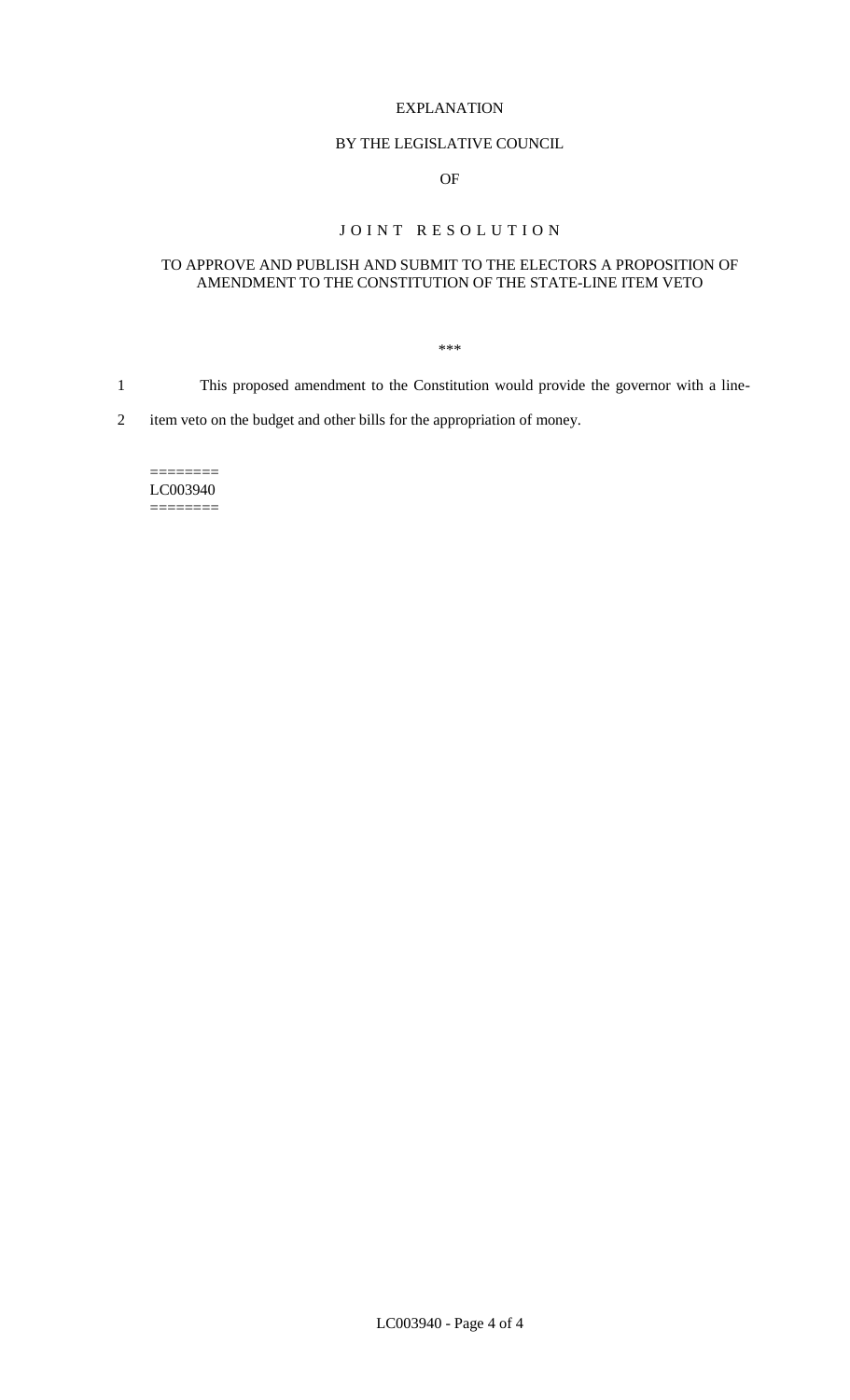EXPLANATION

BY THE LEGISLATIVE COUNCIL

OF

J O I N T R E S O L U T I O N

TO APPROVE AND PUBLISH AND SUBMIT TO THE ELECTORS A PROPOSITION OF AMENDMENT TO THE CONSTITUTION OF THE STATE-LINE ITEM VETO

\*\*\*

1 This proposed amendment to the Constitution would provide the governor with a line-

2 item veto on the budget and other bills for the appropriation of money.

========
LC003940
========